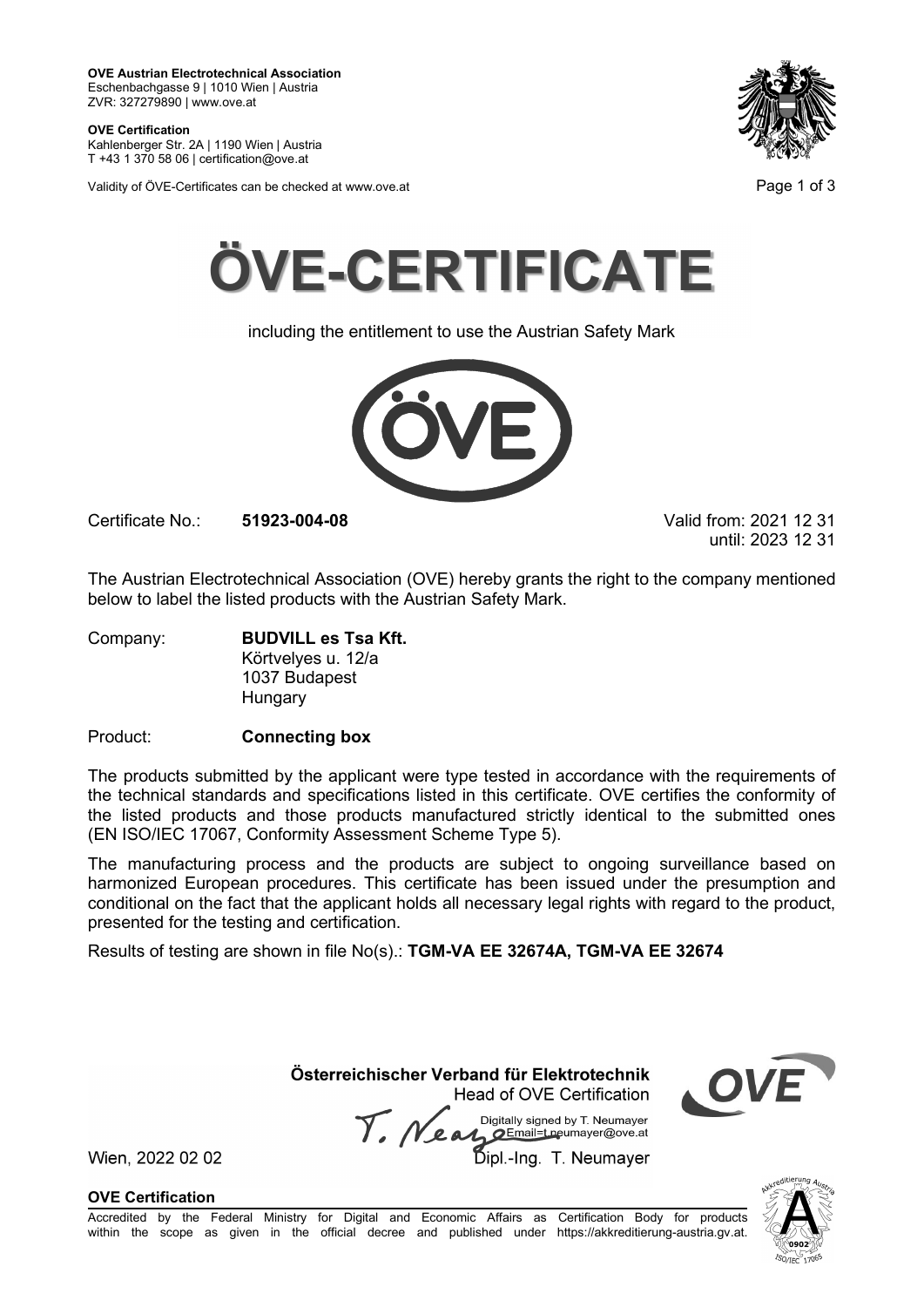**OVE Austrian Electrotechnical Association**
Eschenbachgasse 9 | 1010 Wien | Austria
ZVR: 327279890 | www.ove.at

**OVE Certification**
Kahlenberger Str. 2A | 1190 Wien | Austria
T +43 1 370 58 06 | certification@ove.at

Validity of ÖVE-Certificates can be checked at www.ove.at

# ÖVE-CERTIFICATE

including the entitlement to use the Austrian Safety Mark

Certificate No.: **51923-004-08**

Valid from: 2021 12 31
until: 2023 12 31

The Austrian Electrotechnical Association (OVE) hereby grants the right to the company mentioned below to label the listed products with the Austrian Safety Mark.

Company: **BUDVILL es Tsa Kft.**
Körtvelyes u. 12/a
1037 Budapest
Hungary

Product: **Connecting box**

The products submitted by the applicant were type tested in accordance with the requirements of the technical standards and specifications listed in this certificate. OVE certifies the conformity of the listed products and those products manufactured strictly identical to the submitted ones (EN ISO/IEC 17067, Conformity Assessment Scheme Type 5).

The manufacturing process and the products are subject to ongoing surveillance based on harmonized European procedures. This certificate has been issued under the presumption and conditional on the fact that the applicant holds all necessary legal rights with regard to the product, presented for the testing and certification.

Results of testing are shown in file No(s).: **TGM-VA EE 32674A, TGM-VA EE 32674**

**Österreichischer Verband für Elektrotechnik**
Head of OVE Certification

Digitally signed by T. Neumayer
Email=t.neumayer@ove.at

Wien, 2022 02 02

Dipl.-Ing. T. Neumayer

**OVE Certification**

Accredited by the Federal Ministry for Digital and Economic Affairs as Certification Body for products within the scope as given in the official decree and published under https://akkreditierung-austria.gv.at.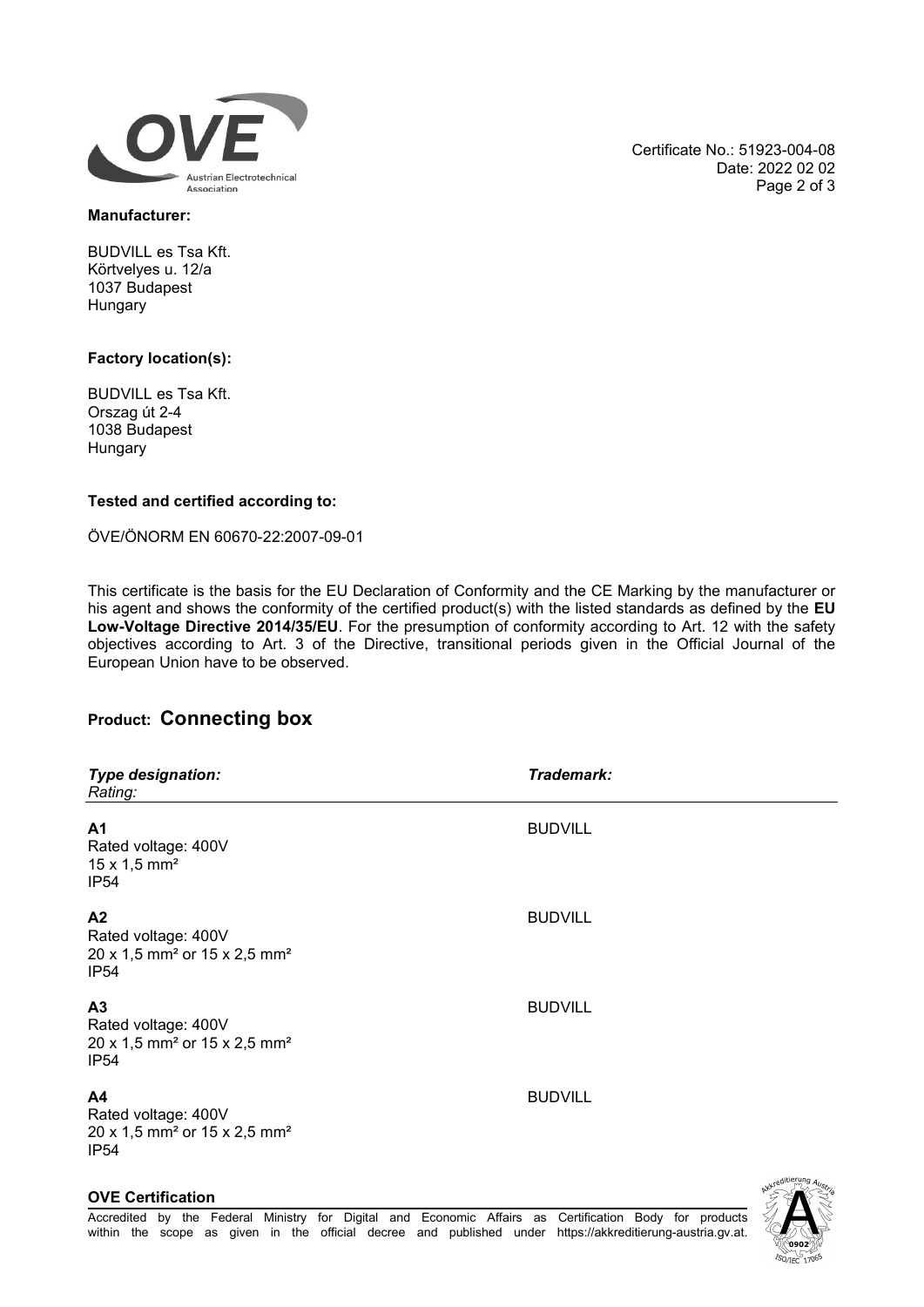Certificate No.: 51923-004-08
Date: 2022 02 02

**Manufacturer:**

BUDVILL es Tsa Kft.
Körtvelyes u. 12/a
1037 Budapest
Hungary

**Factory location(s):**

BUDVILL es Tsa Kft.
Orszag út 2-4
1038 Budapest
Hungary

**Tested and certified according to:**

ÖVE/ÖNORM EN 60670-22:2007-09-01

This certificate is the basis for the EU Declaration of Conformity and the CE Marking by the manufacturer or his agent and shows the conformity of the certified product(s) with the listed standards as defined by the **EU Low-Voltage Directive 2014/35/EU**. For the presumption of conformity according to Art. 12 with the safety objectives according to Art. 3 of the Directive, transitional periods given in the Official Journal of the European Union have to be observed.

## Product: **Connecting box**

| ***Type designation:*** *Rating:* | ***Trademark:*** |
|---|---|
| **A1** Rated voltage: 400V 15 x 1,5 mm² IP54 | BUDVILL |
| **A2** Rated voltage: 400V 20 x 1,5 mm² or 15 x 2,5 mm² IP54 | BUDVILL |
| **A3** Rated voltage: 400V 20 x 1,5 mm² or 15 x 2,5 mm² IP54 | BUDVILL |
| **A4** Rated voltage: 400V 20 x 1,5 mm² or 15 x 2,5 mm² IP54 | BUDVILL |

**OVE Certification**

Accredited by the Federal Ministry for Digital and Economic Affairs as Certification Body for products within the scope as given in the official decree and published under https://akkreditierung-austria.gv.at.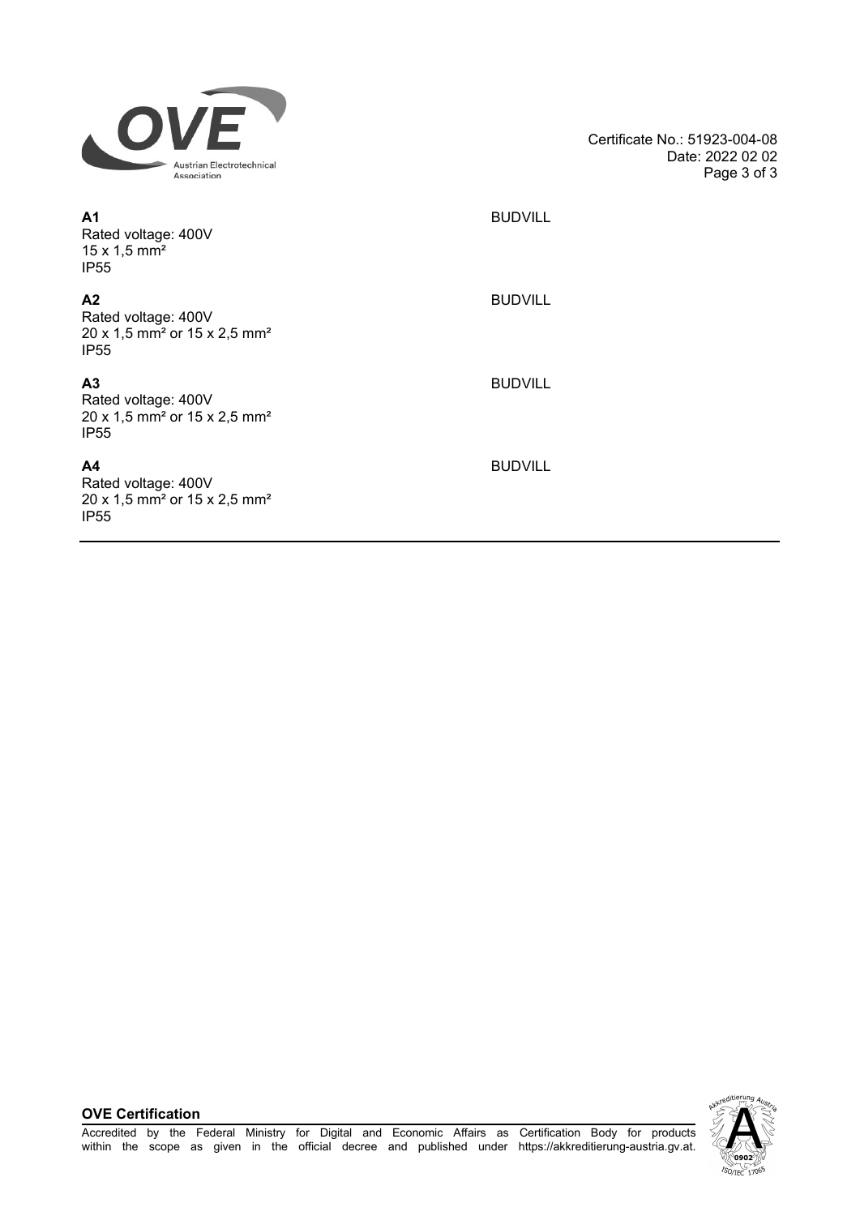**A1**
Rated voltage: 400V
15 x 1,5 mm²
IP55

BUDVILL

**A2**
Rated voltage: 400V
20 x 1,5 mm² or 15 x 2,5 mm²
IP55

BUDVILL

**A3**
Rated voltage: 400V
20 x 1,5 mm² or 15 x 2,5 mm²
IP55

BUDVILL

**A4**
Rated voltage: 400V
20 x 1,5 mm² or 15 x 2,5 mm²
IP55

BUDVILL

---

**OVE Certification**

Accredited by the Federal Ministry for Digital and Economic Affairs as Certification Body for products within the scope as given in the official decree and published under https://akkreditierung-austria.gv.at.